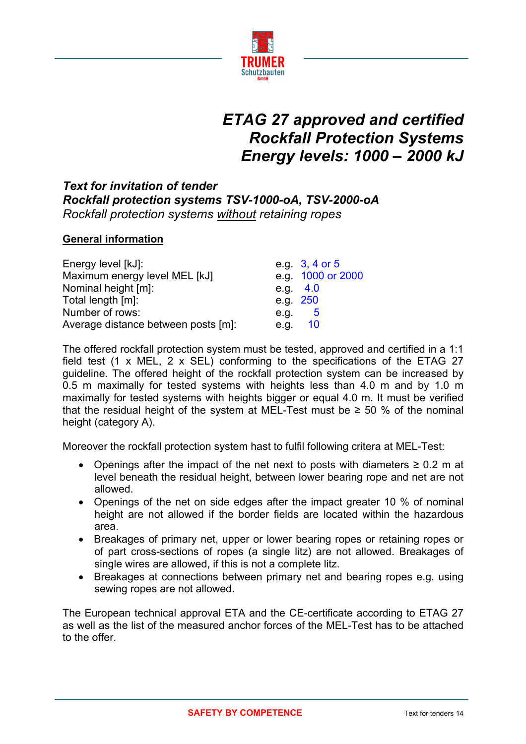# *ETAG 27 approved and certified Rockfall Protection Systems Energy levels: 1000 – 2000 kJ*

***Text for invitation of tender***
***Rockfall protection systems TSV-1000-oA, TSV-2000-oA***
*Rockfall protection systems without retaining ropes*

## General information

| | |
|---|---|
| Energy level [kJ]: | e.g. 3, 4 or 5 |
| Maximum energy level MEL [kJ] | e.g. 1000 or 2000 |
| Nominal height [m]: | e.g. 4.0 |
| Total length [m]: | e.g. 250 |
| Number of rows: | e.g. 5 |
| Average distance between posts [m]: | e.g. 10 |

The offered rockfall protection system must be tested, approved and certified in a 1:1 field test (1 x MEL, 2 x SEL) conforming to the specifications of the ETAG 27 guideline. The offered height of the rockfall protection system can be increased by 0.5 m maximally for tested systems with heights less than 4.0 m and by 1.0 m maximally for tested systems with heights bigger or equal 4.0 m. It must be verified that the residual height of the system at MEL-Test must be ≥ 50 % of the nominal height (category A).

Moreover the rockfall protection system hast to fulfil following critera at MEL-Test:

- Openings after the impact of the net next to posts with diameters ≥ 0.2 m at level beneath the residual height, between lower bearing rope and net are not allowed.
- Openings of the net on side edges after the impact greater 10 % of nominal height are not allowed if the border fields are located within the hazardous area.
- Breakages of primary net, upper or lower bearing ropes or retaining ropes or of part cross-sections of ropes (a single litz) are not allowed. Breakages of single wires are allowed, if this is not a complete litz.
- Breakages at connections between primary net and bearing ropes e.g. using sewing ropes are not allowed.

The European technical approval ETA and the CE-certificate according to ETAG 27 as well as the list of the measured anchor forces of the MEL-Test has to be attached to the offer.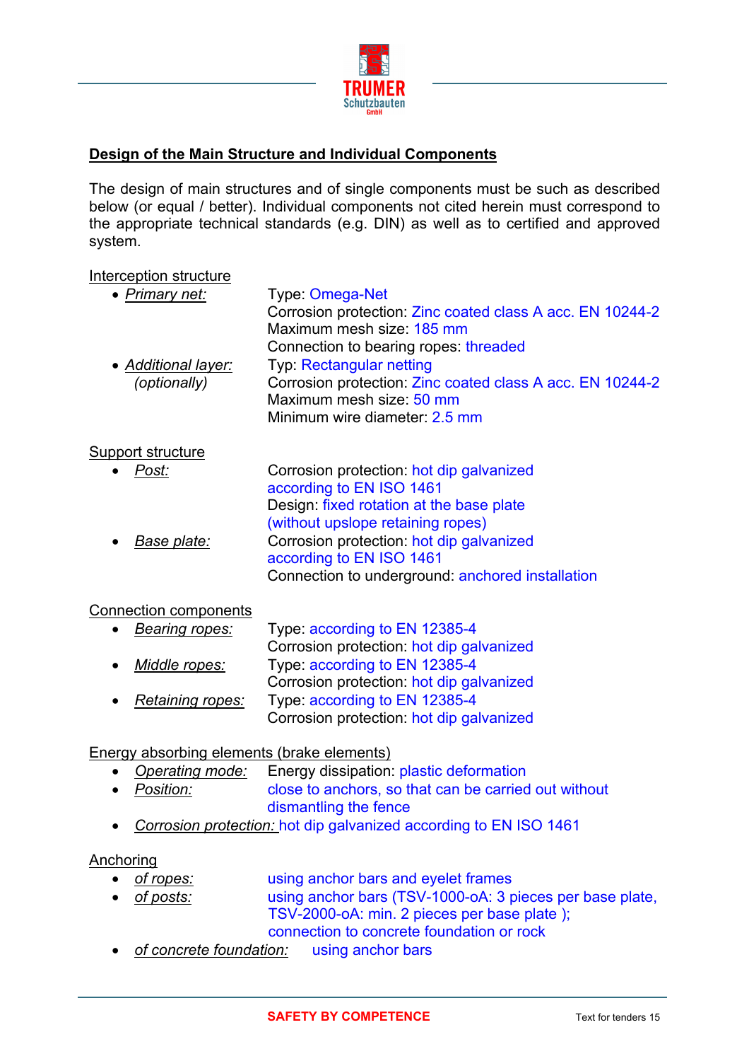## Design of the Main Structure and Individual Components

The design of main structures and of single components must be such as described below (or equal / better). Individual components not cited herein must correspond to the appropriate technical standards (e.g. DIN) as well as to certified and approved system.

Interception structure

- *Primary net:* Type: Omega-Net
  Corrosion protection: Zinc coated class A acc. EN 10244-2
  Maximum mesh size: 185 mm
  Connection to bearing ropes: threaded
- *Additional layer:* *(optionally)* Typ: Rectangular netting
  Corrosion protection: Zinc coated class A acc. EN 10244-2
  Maximum mesh size: 50 mm
  Minimum wire diameter: 2.5 mm

Support structure

- *Post:* Corrosion protection: hot dip galvanized according to EN ISO 1461
  Design: fixed rotation at the base plate (without upslope retaining ropes)
- *Base plate:* Corrosion protection: hot dip galvanized according to EN ISO 1461
  Connection to underground: anchored installation

Connection components

- *Bearing ropes:* Type: according to EN 12385-4
  Corrosion protection: hot dip galvanized
- *Middle ropes:* Type: according to EN 12385-4
  Corrosion protection: hot dip galvanized
- *Retaining ropes:* Type: according to EN 12385-4
  Corrosion protection: hot dip galvanized

Energy absorbing elements (brake elements)

- *Operating mode:* Energy dissipation: plastic deformation
- *Position:* close to anchors, so that can be carried out without dismantling the fence
- *Corrosion protection:* hot dip galvanized according to EN ISO 1461

Anchoring

- *of ropes:* using anchor bars and eyelet frames
- *of posts:* using anchor bars (TSV-1000-oA: 3 pieces per base plate, TSV-2000-oA: min. 2 pieces per base plate ); connection to concrete foundation or rock
- *of concrete foundation:* using anchor bars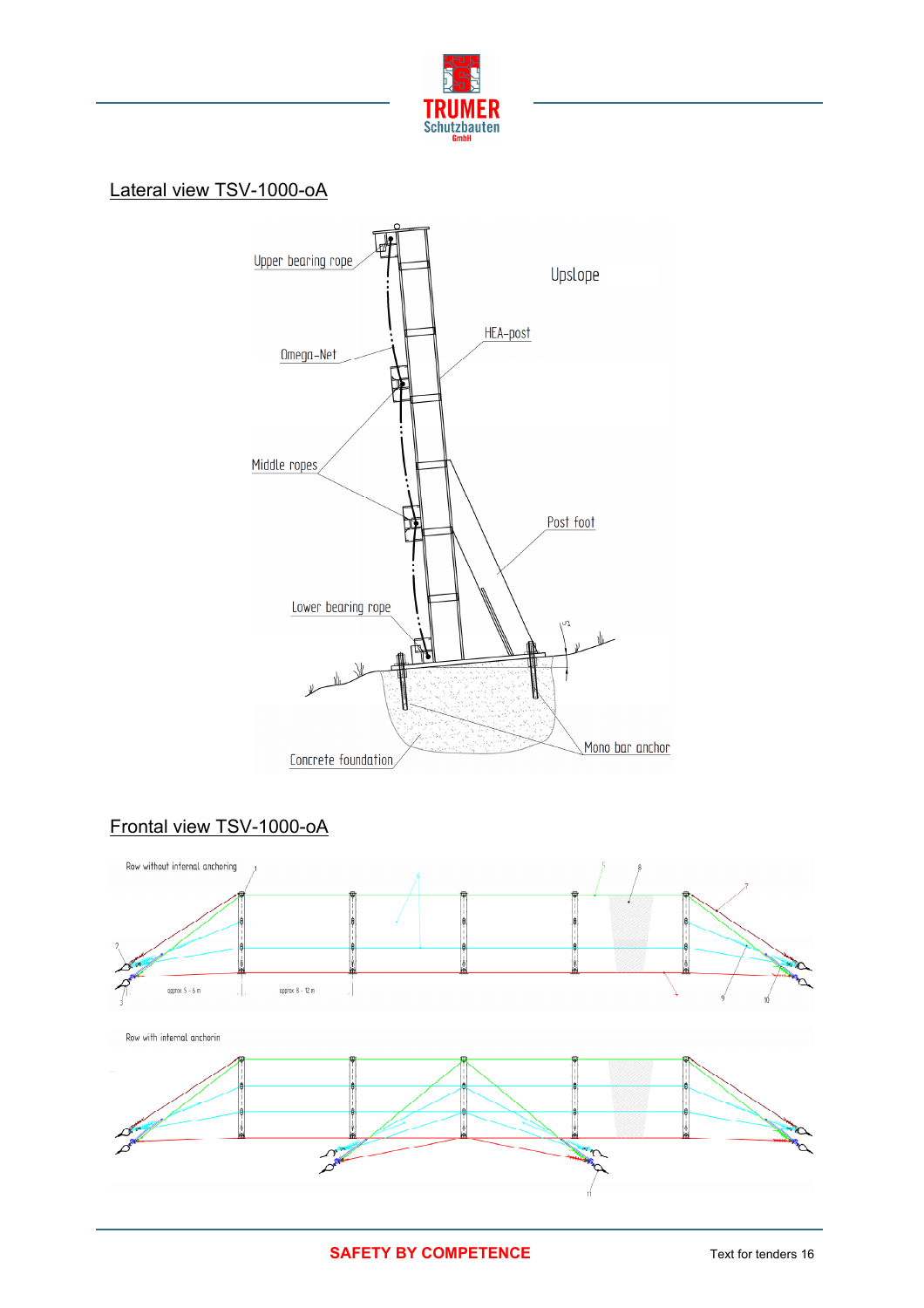## Lateral view TSV-1000-oA

Upper bearing rope

Upslope

HEA-post

Omega-Net

Middle ropes

Post foot

Lower bearing rope

Concrete foundation

Mono bar anchor

## Frontal view TSV-1000-oA

Row without internal anchoring

approx 5 - 6 m

approx 8 - 12 m

Row with internal anchorin

**SAFETY BY COMPETENCE**